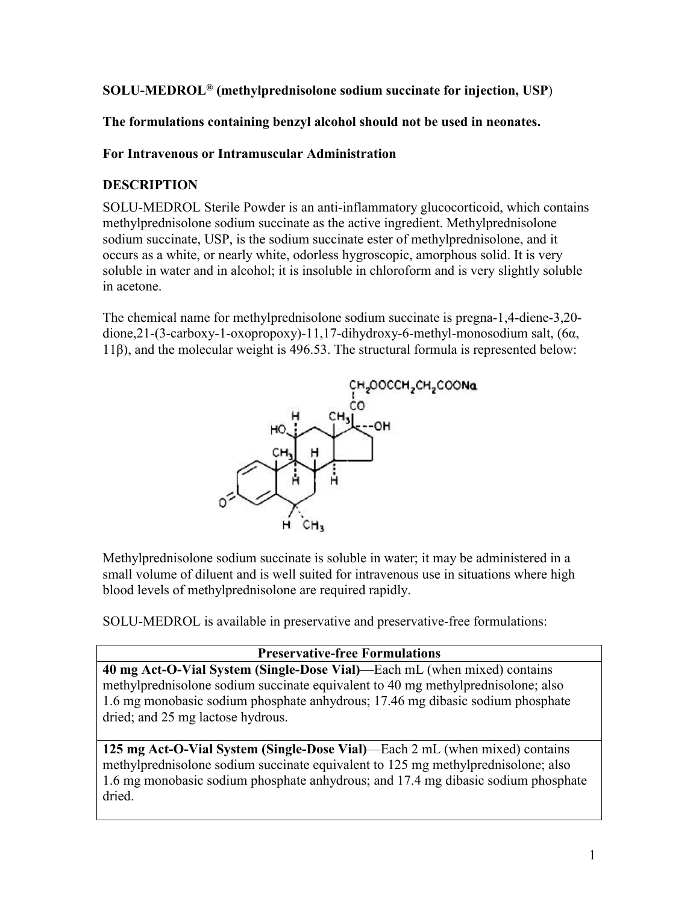**SOLU-MEDROL® (methylprednisolone sodium succinate for injection, USP)**

**The formulations containing benzyl alcohol should not be used in neonates.**

**For Intravenous or Intramuscular Administration**

## DESCRIPTION

SOLU-MEDROL Sterile Powder is an anti-inflammatory glucocorticoid, which contains methylprednisolone sodium succinate as the active ingredient. Methylprednisolone sodium succinate, USP, is the sodium succinate ester of methylprednisolone, and it occurs as a white, or nearly white, odorless hygroscopic, amorphous solid. It is very soluble in water and in alcohol; it is insoluble in chloroform and is very slightly soluble in acetone.

The chemical name for methylprednisolone sodium succinate is pregna-1,4-diene-3,20-dione,21-(3-carboxy-1-oxopropoxy)-11,17-dihydroxy-6-methyl-monosodium salt, (6α, 11β), and the molecular weight is 496.53. The structural formula is represented below:

Methylprednisolone sodium succinate is soluble in water; it may be administered in a small volume of diluent and is well suited for intravenous use in situations where high blood levels of methylprednisolone are required rapidly.

SOLU-MEDROL is available in preservative and preservative-free formulations:

| Preservative-free Formulations |
|---|
| **40 mg Act-O-Vial System (Single-Dose Vial)**—Each mL (when mixed) contains methylprednisolone sodium succinate equivalent to 40 mg methylprednisolone; also 1.6 mg monobasic sodium phosphate anhydrous; 17.46 mg dibasic sodium phosphate dried; and 25 mg lactose hydrous. |
| **125 mg Act-O-Vial System (Single-Dose Vial)**—Each 2 mL (when mixed) contains methylprednisolone sodium succinate equivalent to 125 mg methylprednisolone; also 1.6 mg monobasic sodium phosphate anhydrous; and 17.4 mg dibasic sodium phosphate dried. |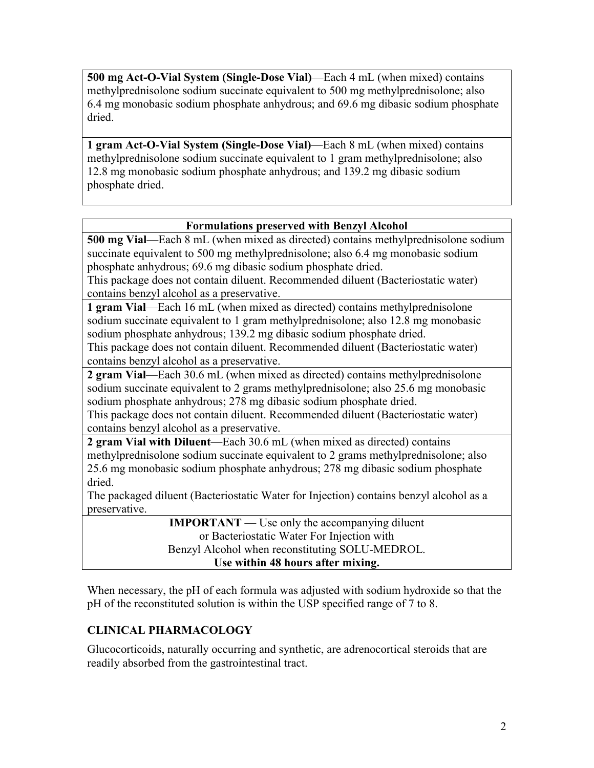**500 mg Act-O-Vial System (Single-Dose Vial)**—Each 4 mL (when mixed) contains methylprednisolone sodium succinate equivalent to 500 mg methylprednisolone; also 6.4 mg monobasic sodium phosphate anhydrous; and 69.6 mg dibasic sodium phosphate dried.

**1 gram Act-O-Vial System (Single-Dose Vial)**—Each 8 mL (when mixed) contains methylprednisolone sodium succinate equivalent to 1 gram methylprednisolone; also 12.8 mg monobasic sodium phosphate anhydrous; and 139.2 mg dibasic sodium phosphate dried.

| **Formulations preserved with Benzyl Alcohol** |
|---|
| **500 mg Vial**—Each 8 mL (when mixed as directed) contains methylprednisolone sodium succinate equivalent to 500 mg methylprednisolone; also 6.4 mg monobasic sodium phosphate anhydrous; 69.6 mg dibasic sodium phosphate dried. This package does not contain diluent. Recommended diluent (Bacteriostatic water) contains benzyl alcohol as a preservative. |
| **1 gram Vial**—Each 16 mL (when mixed as directed) contains methylprednisolone sodium succinate equivalent to 1 gram methylprednisolone; also 12.8 mg monobasic sodium phosphate anhydrous; 139.2 mg dibasic sodium phosphate dried. This package does not contain diluent. Recommended diluent (Bacteriostatic water) contains benzyl alcohol as a preservative. |
| **2 gram Vial**—Each 30.6 mL (when mixed as directed) contains methylprednisolone sodium succinate equivalent to 2 grams methylprednisolone; also 25.6 mg monobasic sodium phosphate anhydrous; 278 mg dibasic sodium phosphate dried. This package does not contain diluent. Recommended diluent (Bacteriostatic water) contains benzyl alcohol as a preservative. |
| **2 gram Vial with Diluent**—Each 30.6 mL (when mixed as directed) contains methylprednisolone sodium succinate equivalent to 2 grams methylprednisolone; also 25.6 mg monobasic sodium phosphate anhydrous; 278 mg dibasic sodium phosphate dried. The packaged diluent (Bacteriostatic Water for Injection) contains benzyl alcohol as a preservative. |
| **IMPORTANT** — Use only the accompanying diluent or Bacteriostatic Water For Injection with Benzyl Alcohol when reconstituting SOLU-MEDROL. **Use within 48 hours after mixing.** |

When necessary, the pH of each formula was adjusted with sodium hydroxide so that the pH of the reconstituted solution is within the USP specified range of 7 to 8.

## CLINICAL PHARMACOLOGY

Glucocorticoids, naturally occurring and synthetic, are adrenocortical steroids that are readily absorbed from the gastrointestinal tract.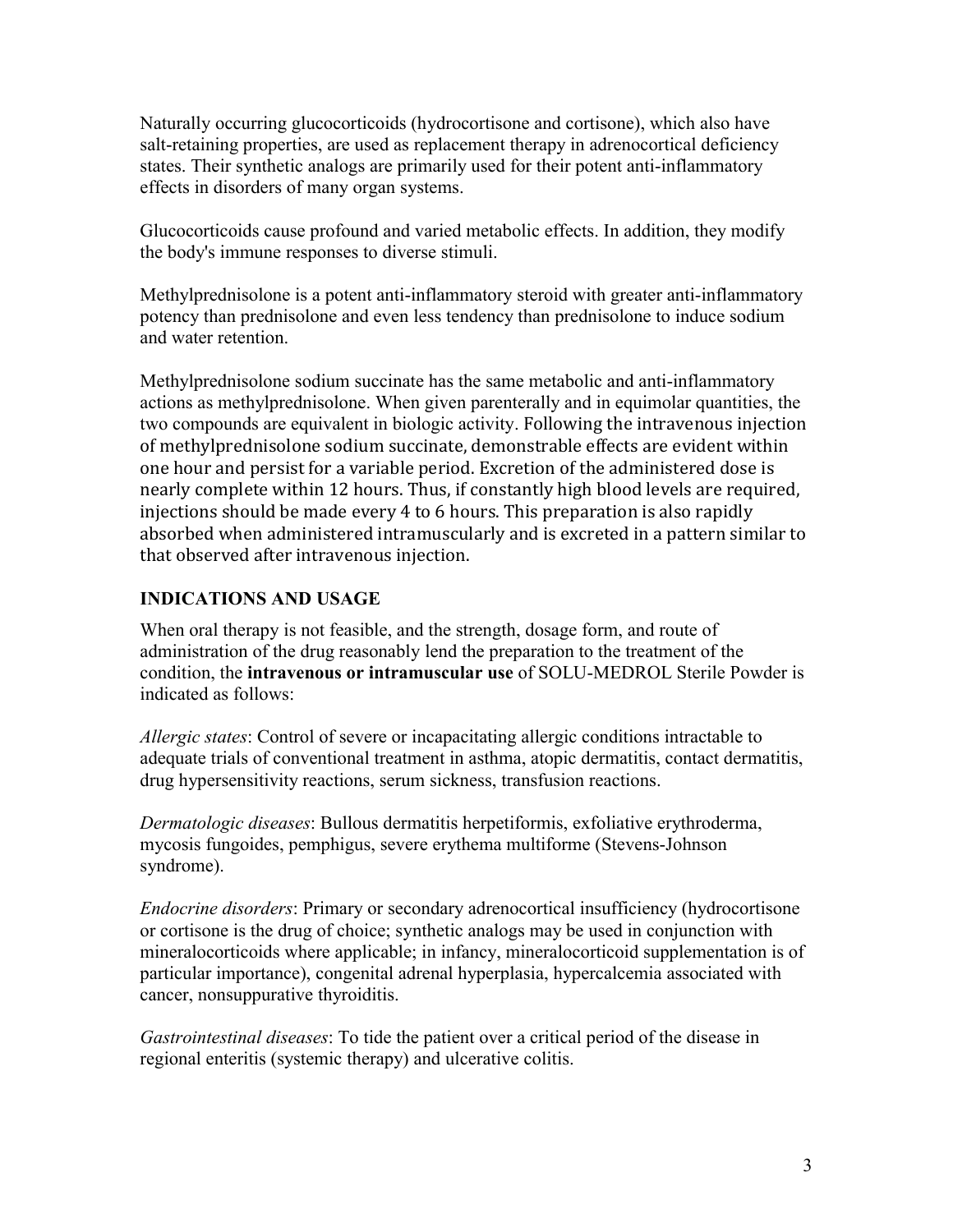Naturally occurring glucocorticoids (hydrocortisone and cortisone), which also have salt-retaining properties, are used as replacement therapy in adrenocortical deficiency states. Their synthetic analogs are primarily used for their potent anti-inflammatory effects in disorders of many organ systems.

Glucocorticoids cause profound and varied metabolic effects. In addition, they modify the body's immune responses to diverse stimuli.

Methylprednisolone is a potent anti-inflammatory steroid with greater anti-inflammatory potency than prednisolone and even less tendency than prednisolone to induce sodium and water retention.

Methylprednisolone sodium succinate has the same metabolic and anti-inflammatory actions as methylprednisolone. When given parenterally and in equimolar quantities, the two compounds are equivalent in biologic activity. Following the intravenous injection of methylprednisolone sodium succinate, demonstrable effects are evident within one hour and persist for a variable period. Excretion of the administered dose is nearly complete within 12 hours. Thus, if constantly high blood levels are required, injections should be made every 4 to 6 hours. This preparation is also rapidly absorbed when administered intramuscularly and is excreted in a pattern similar to that observed after intravenous injection.

## INDICATIONS AND USAGE

When oral therapy is not feasible, and the strength, dosage form, and route of administration of the drug reasonably lend the preparation to the treatment of the condition, the **intravenous or intramuscular use** of SOLU-MEDROL Sterile Powder is indicated as follows:

*Allergic states*: Control of severe or incapacitating allergic conditions intractable to adequate trials of conventional treatment in asthma, atopic dermatitis, contact dermatitis, drug hypersensitivity reactions, serum sickness, transfusion reactions.

*Dermatologic diseases*: Bullous dermatitis herpetiformis, exfoliative erythroderma, mycosis fungoides, pemphigus, severe erythema multiforme (Stevens-Johnson syndrome).

*Endocrine disorders*: Primary or secondary adrenocortical insufficiency (hydrocortisone or cortisone is the drug of choice; synthetic analogs may be used in conjunction with mineralocorticoids where applicable; in infancy, mineralocorticoid supplementation is of particular importance), congenital adrenal hyperplasia, hypercalcemia associated with cancer, nonsuppurative thyroiditis.

*Gastrointestinal diseases*: To tide the patient over a critical period of the disease in regional enteritis (systemic therapy) and ulcerative colitis.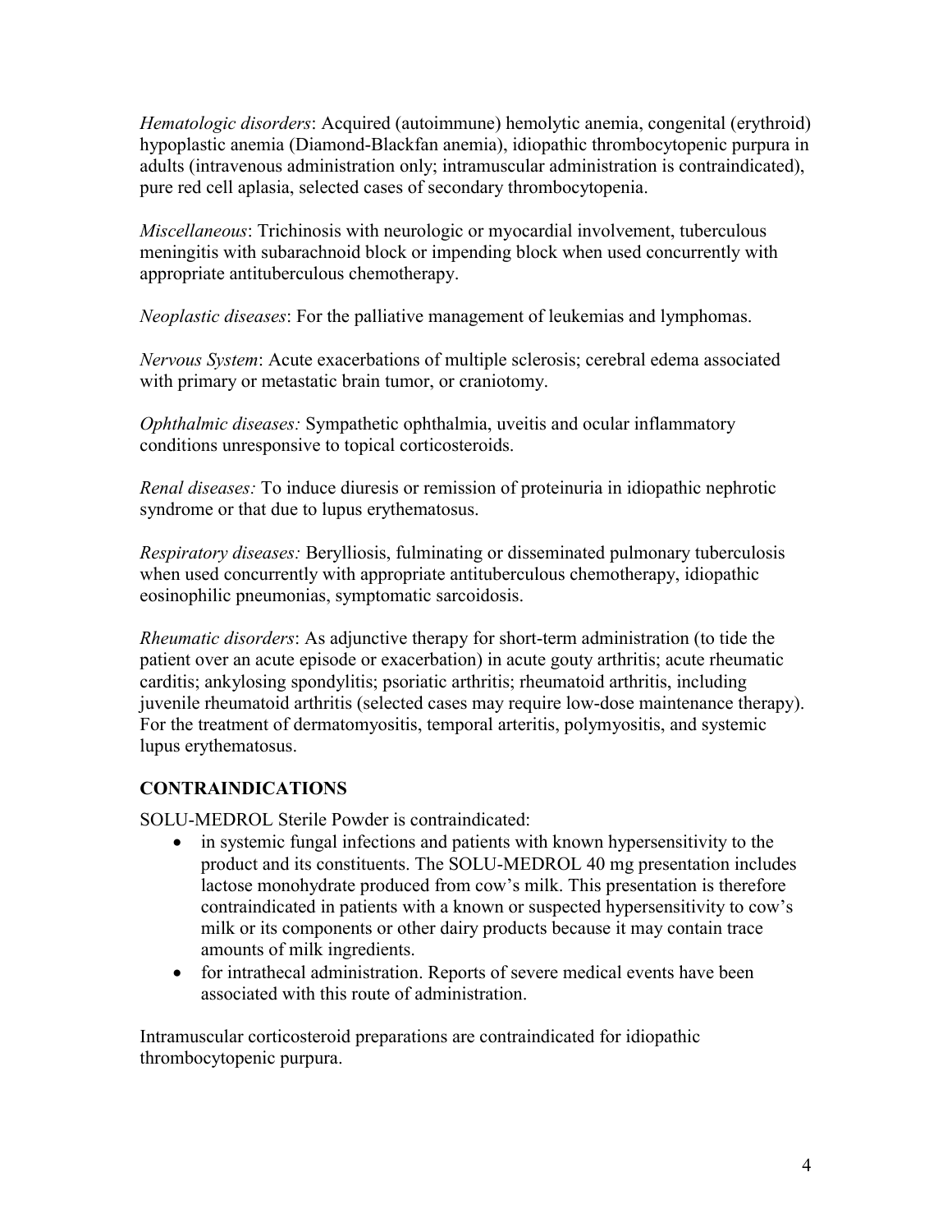*Hematologic disorders*: Acquired (autoimmune) hemolytic anemia, congenital (erythroid) hypoplastic anemia (Diamond-Blackfan anemia), idiopathic thrombocytopenic purpura in adults (intravenous administration only; intramuscular administration is contraindicated), pure red cell aplasia, selected cases of secondary thrombocytopenia.

*Miscellaneous*: Trichinosis with neurologic or myocardial involvement, tuberculous meningitis with subarachnoid block or impending block when used concurrently with appropriate antituberculous chemotherapy.

*Neoplastic diseases*: For the palliative management of leukemias and lymphomas.

*Nervous System*: Acute exacerbations of multiple sclerosis; cerebral edema associated with primary or metastatic brain tumor, or craniotomy.

*Ophthalmic diseases:* Sympathetic ophthalmia, uveitis and ocular inflammatory conditions unresponsive to topical corticosteroids.

*Renal diseases:* To induce diuresis or remission of proteinuria in idiopathic nephrotic syndrome or that due to lupus erythematosus.

*Respiratory diseases:* Berylliosis, fulminating or disseminated pulmonary tuberculosis when used concurrently with appropriate antituberculous chemotherapy, idiopathic eosinophilic pneumonias, symptomatic sarcoidosis.

*Rheumatic disorders*: As adjunctive therapy for short-term administration (to tide the patient over an acute episode or exacerbation) in acute gouty arthritis; acute rheumatic carditis; ankylosing spondylitis; psoriatic arthritis; rheumatoid arthritis, including juvenile rheumatoid arthritis (selected cases may require low-dose maintenance therapy). For the treatment of dermatomyositis, temporal arteritis, polymyositis, and systemic lupus erythematosus.

## CONTRAINDICATIONS

SOLU-MEDROL Sterile Powder is contraindicated:

- in systemic fungal infections and patients with known hypersensitivity to the product and its constituents. The SOLU-MEDROL 40 mg presentation includes lactose monohydrate produced from cow's milk. This presentation is therefore contraindicated in patients with a known or suspected hypersensitivity to cow's milk or its components or other dairy products because it may contain trace amounts of milk ingredients.
- for intrathecal administration. Reports of severe medical events have been associated with this route of administration.

Intramuscular corticosteroid preparations are contraindicated for idiopathic thrombocytopenic purpura.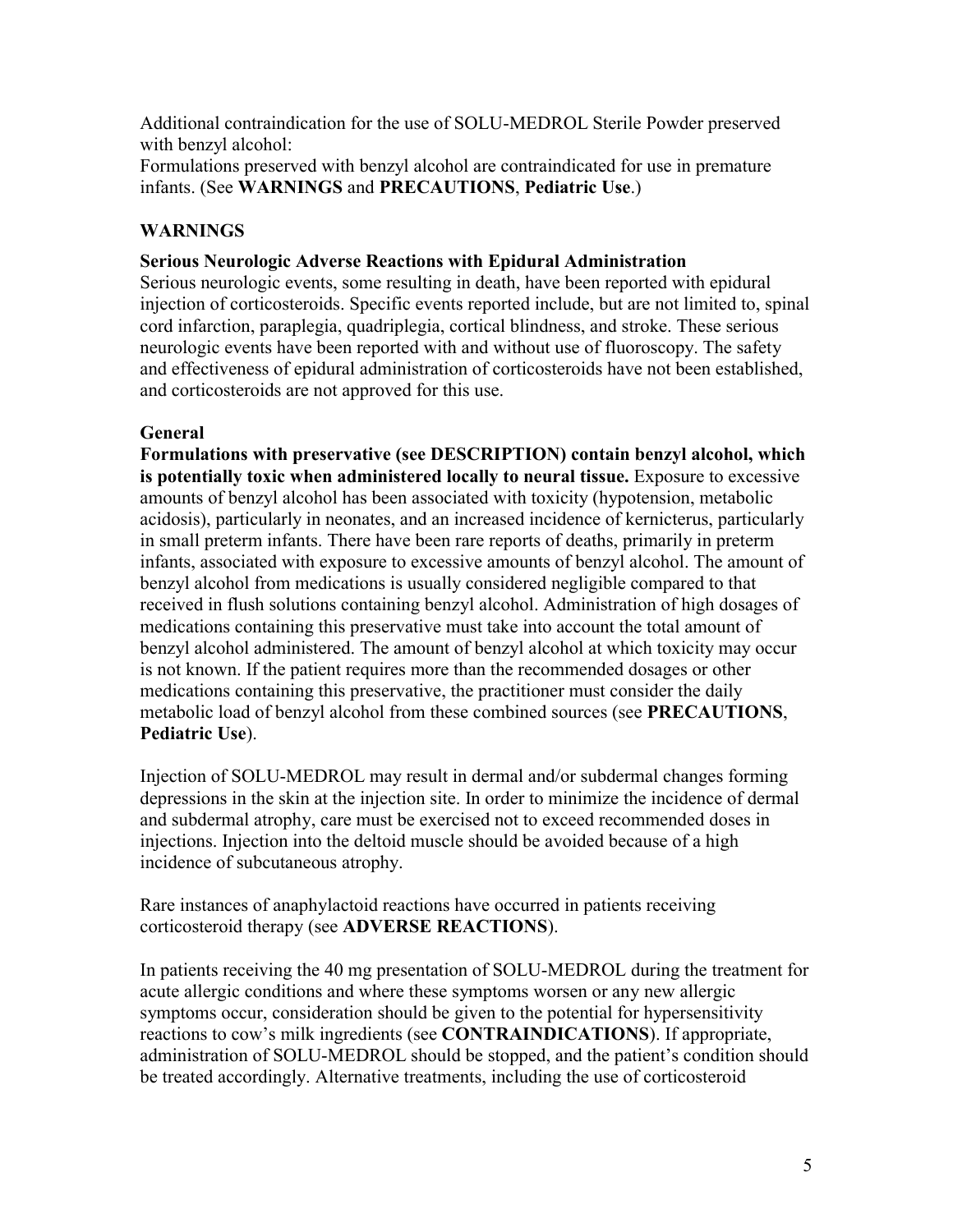Additional contraindication for the use of SOLU-MEDROL Sterile Powder preserved with benzyl alcohol:

Formulations preserved with benzyl alcohol are contraindicated for use in premature infants. (See **WARNINGS** and **PRECAUTIONS**, **Pediatric Use**.)

## WARNINGS

### Serious Neurologic Adverse Reactions with Epidural Administration

Serious neurologic events, some resulting in death, have been reported with epidural injection of corticosteroids. Specific events reported include, but are not limited to, spinal cord infarction, paraplegia, quadriplegia, cortical blindness, and stroke. These serious neurologic events have been reported with and without use of fluoroscopy. The safety and effectiveness of epidural administration of corticosteroids have not been established, and corticosteroids are not approved for this use.

### General

**Formulations with preservative (see DESCRIPTION) contain benzyl alcohol, which is potentially toxic when administered locally to neural tissue.** Exposure to excessive amounts of benzyl alcohol has been associated with toxicity (hypotension, metabolic acidosis), particularly in neonates, and an increased incidence of kernicterus, particularly in small preterm infants. There have been rare reports of deaths, primarily in preterm infants, associated with exposure to excessive amounts of benzyl alcohol. The amount of benzyl alcohol from medications is usually considered negligible compared to that received in flush solutions containing benzyl alcohol. Administration of high dosages of medications containing this preservative must take into account the total amount of benzyl alcohol administered. The amount of benzyl alcohol at which toxicity may occur is not known. If the patient requires more than the recommended dosages or other medications containing this preservative, the practitioner must consider the daily metabolic load of benzyl alcohol from these combined sources (see **PRECAUTIONS**, **Pediatric Use**).

Injection of SOLU-MEDROL may result in dermal and/or subdermal changes forming depressions in the skin at the injection site. In order to minimize the incidence of dermal and subdermal atrophy, care must be exercised not to exceed recommended doses in injections. Injection into the deltoid muscle should be avoided because of a high incidence of subcutaneous atrophy.

Rare instances of anaphylactoid reactions have occurred in patients receiving corticosteroid therapy (see **ADVERSE REACTIONS**).

In patients receiving the 40 mg presentation of SOLU-MEDROL during the treatment for acute allergic conditions and where these symptoms worsen or any new allergic symptoms occur, consideration should be given to the potential for hypersensitivity reactions to cow's milk ingredients (see **CONTRAINDICATIONS**). If appropriate, administration of SOLU-MEDROL should be stopped, and the patient's condition should be treated accordingly. Alternative treatments, including the use of corticosteroid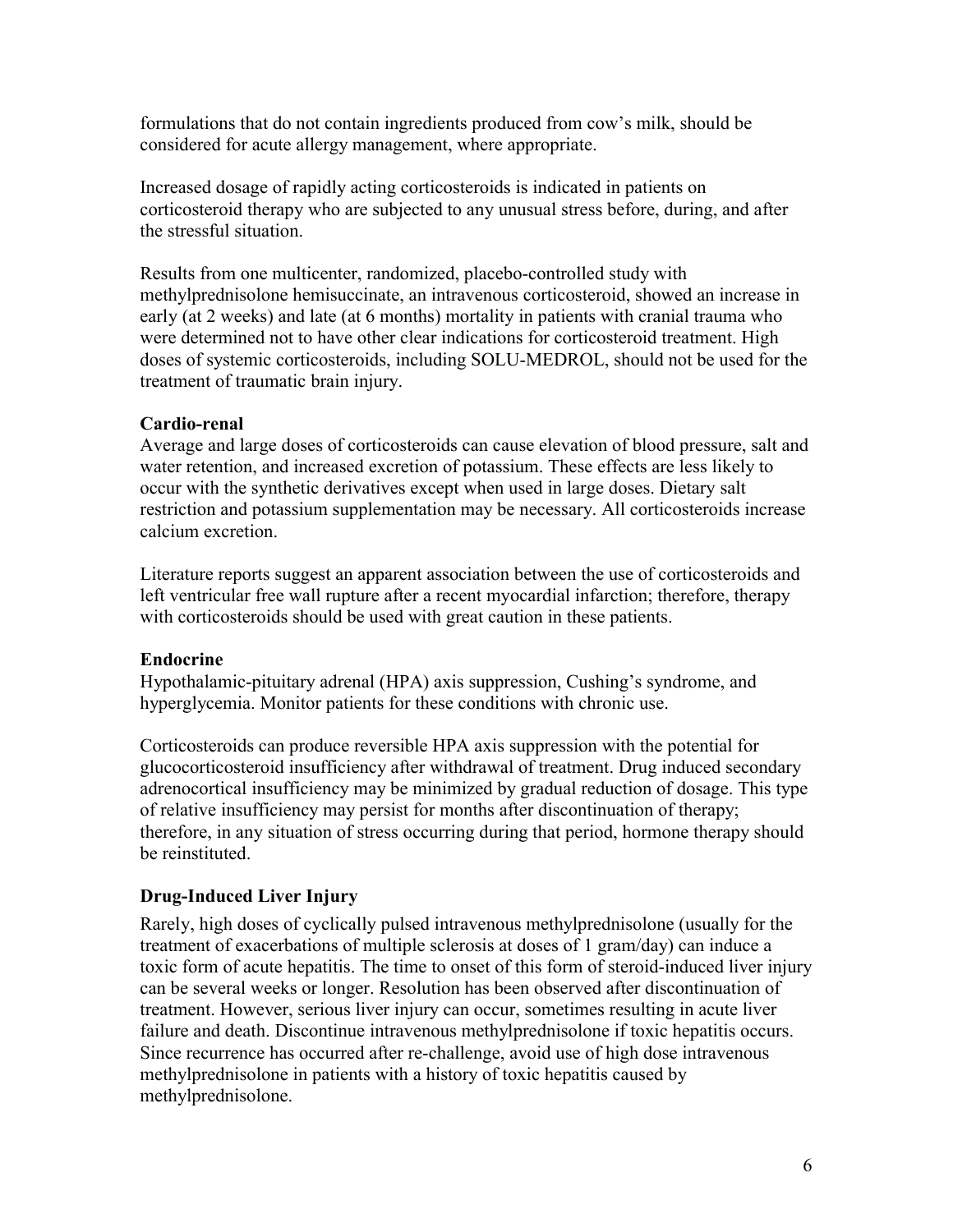formulations that do not contain ingredients produced from cow's milk, should be considered for acute allergy management, where appropriate.

Increased dosage of rapidly acting corticosteroids is indicated in patients on corticosteroid therapy who are subjected to any unusual stress before, during, and after the stressful situation.

Results from one multicenter, randomized, placebo-controlled study with methylprednisolone hemisuccinate, an intravenous corticosteroid, showed an increase in early (at 2 weeks) and late (at 6 months) mortality in patients with cranial trauma who were determined not to have other clear indications for corticosteroid treatment. High doses of systemic corticosteroids, including SOLU-MEDROL, should not be used for the treatment of traumatic brain injury.

**Cardio-renal**

Average and large doses of corticosteroids can cause elevation of blood pressure, salt and water retention, and increased excretion of potassium. These effects are less likely to occur with the synthetic derivatives except when used in large doses. Dietary salt restriction and potassium supplementation may be necessary. All corticosteroids increase calcium excretion.

Literature reports suggest an apparent association between the use of corticosteroids and left ventricular free wall rupture after a recent myocardial infarction; therefore, therapy with corticosteroids should be used with great caution in these patients.

**Endocrine**

Hypothalamic-pituitary adrenal (HPA) axis suppression, Cushing's syndrome, and hyperglycemia. Monitor patients for these conditions with chronic use.

Corticosteroids can produce reversible HPA axis suppression with the potential for glucocorticosteroid insufficiency after withdrawal of treatment. Drug induced secondary adrenocortical insufficiency may be minimized by gradual reduction of dosage. This type of relative insufficiency may persist for months after discontinuation of therapy; therefore, in any situation of stress occurring during that period, hormone therapy should be reinstituted.

**Drug-Induced Liver Injury**

Rarely, high doses of cyclically pulsed intravenous methylprednisolone (usually for the treatment of exacerbations of multiple sclerosis at doses of 1 gram/day) can induce a toxic form of acute hepatitis. The time to onset of this form of steroid-induced liver injury can be several weeks or longer. Resolution has been observed after discontinuation of treatment. However, serious liver injury can occur, sometimes resulting in acute liver failure and death. Discontinue intravenous methylprednisolone if toxic hepatitis occurs. Since recurrence has occurred after re-challenge, avoid use of high dose intravenous methylprednisolone in patients with a history of toxic hepatitis caused by methylprednisolone.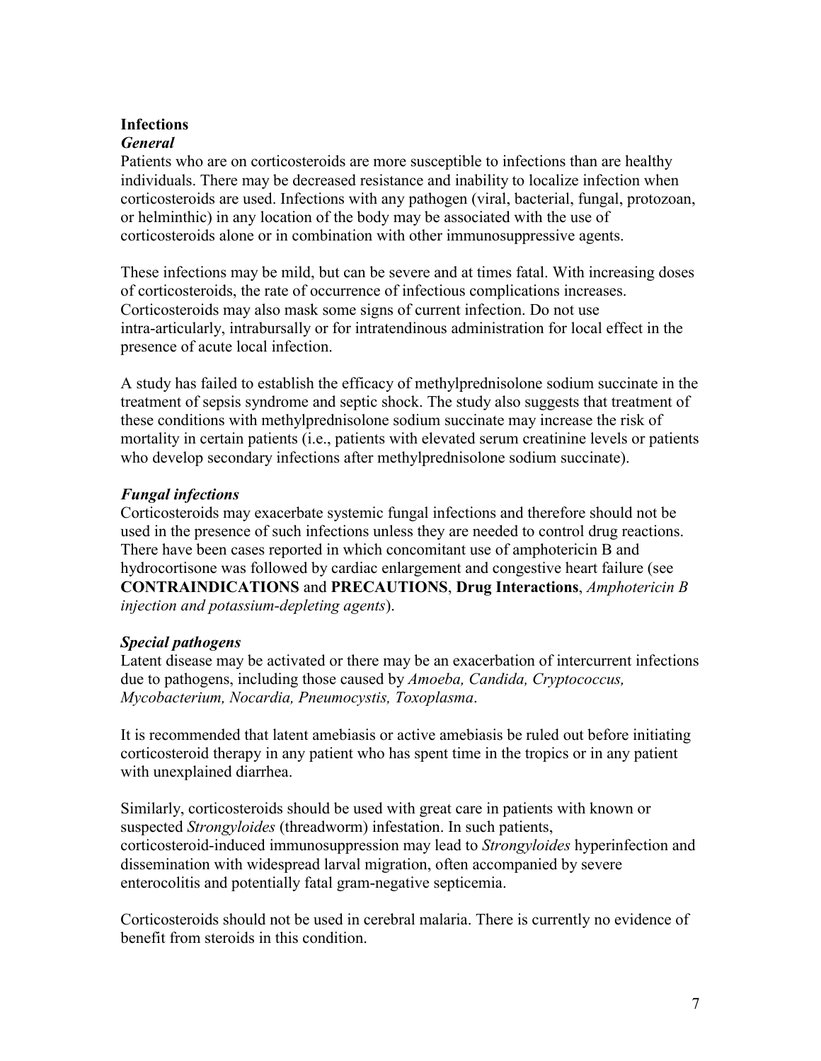**Infections**

***General***

Patients who are on corticosteroids are more susceptible to infections than are healthy individuals. There may be decreased resistance and inability to localize infection when corticosteroids are used. Infections with any pathogen (viral, bacterial, fungal, protozoan, or helminthic) in any location of the body may be associated with the use of corticosteroids alone or in combination with other immunosuppressive agents.

These infections may be mild, but can be severe and at times fatal. With increasing doses of corticosteroids, the rate of occurrence of infectious complications increases. Corticosteroids may also mask some signs of current infection. Do not use intra-articularly, intrabursally or for intratendinous administration for local effect in the presence of acute local infection.

A study has failed to establish the efficacy of methylprednisolone sodium succinate in the treatment of sepsis syndrome and septic shock. The study also suggests that treatment of these conditions with methylprednisolone sodium succinate may increase the risk of mortality in certain patients (i.e., patients with elevated serum creatinine levels or patients who develop secondary infections after methylprednisolone sodium succinate).

***Fungal infections***

Corticosteroids may exacerbate systemic fungal infections and therefore should not be used in the presence of such infections unless they are needed to control drug reactions. There have been cases reported in which concomitant use of amphotericin B and hydrocortisone was followed by cardiac enlargement and congestive heart failure (see **CONTRAINDICATIONS** and **PRECAUTIONS**, **Drug Interactions**, *Amphotericin B injection and potassium-depleting agents*).

***Special pathogens***

Latent disease may be activated or there may be an exacerbation of intercurrent infections due to pathogens, including those caused by *Amoeba, Candida, Cryptococcus, Mycobacterium, Nocardia, Pneumocystis, Toxoplasma*.

It is recommended that latent amebiasis or active amebiasis be ruled out before initiating corticosteroid therapy in any patient who has spent time in the tropics or in any patient with unexplained diarrhea.

Similarly, corticosteroids should be used with great care in patients with known or suspected *Strongyloides* (threadworm) infestation. In such patients, corticosteroid-induced immunosuppression may lead to *Strongyloides* hyperinfection and dissemination with widespread larval migration, often accompanied by severe enterocolitis and potentially fatal gram-negative septicemia.

Corticosteroids should not be used in cerebral malaria. There is currently no evidence of benefit from steroids in this condition.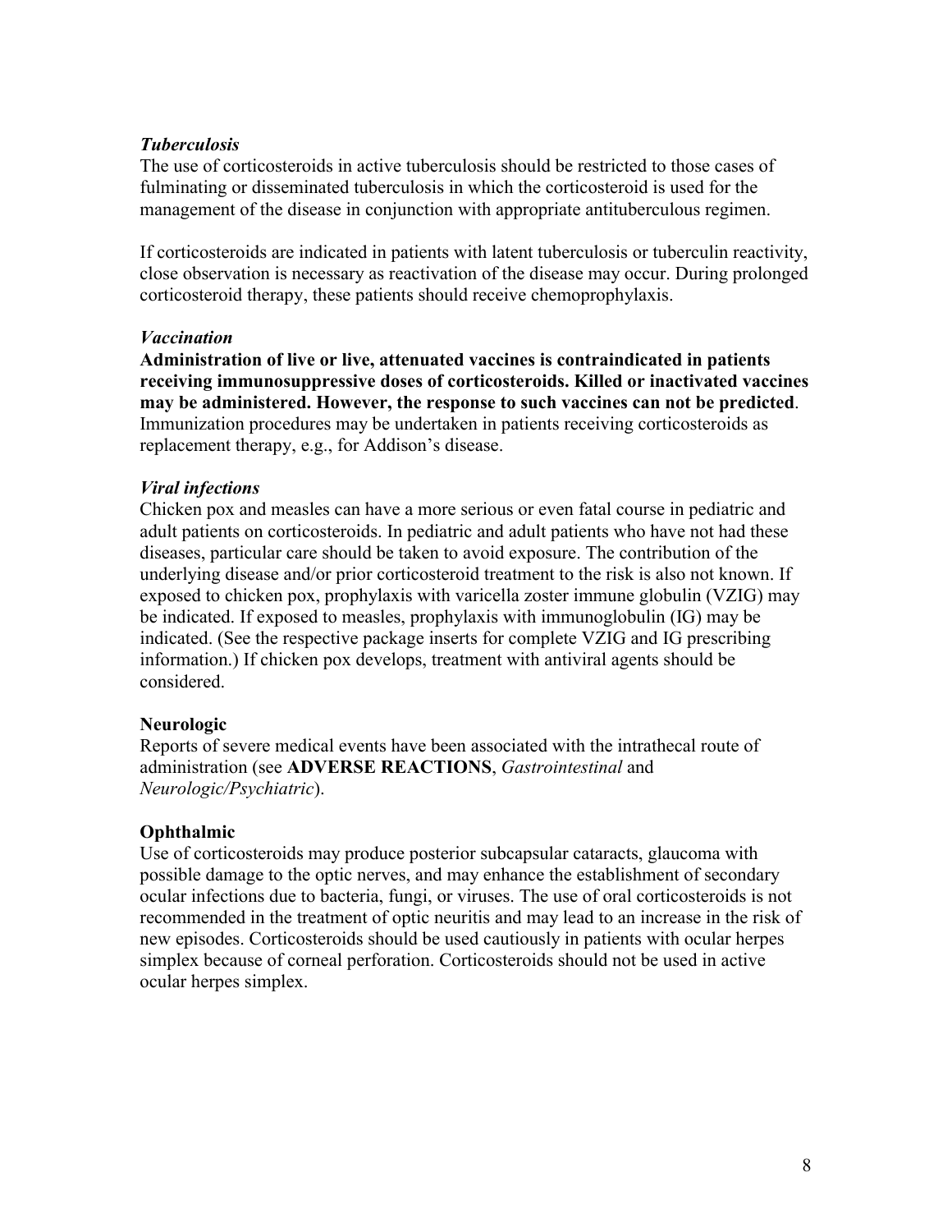*Tuberculosis*

The use of corticosteroids in active tuberculosis should be restricted to those cases of fulminating or disseminated tuberculosis in which the corticosteroid is used for the management of the disease in conjunction with appropriate antituberculous regimen.

If corticosteroids are indicated in patients with latent tuberculosis or tuberculin reactivity, close observation is necessary as reactivation of the disease may occur. During prolonged corticosteroid therapy, these patients should receive chemoprophylaxis.

*Vaccination*

**Administration of live or live, attenuated vaccines is contraindicated in patients receiving immunosuppressive doses of corticosteroids. Killed or inactivated vaccines may be administered. However, the response to such vaccines can not be predicted**. Immunization procedures may be undertaken in patients receiving corticosteroids as replacement therapy, e.g., for Addison's disease.

*Viral infections*

Chicken pox and measles can have a more serious or even fatal course in pediatric and adult patients on corticosteroids. In pediatric and adult patients who have not had these diseases, particular care should be taken to avoid exposure. The contribution of the underlying disease and/or prior corticosteroid treatment to the risk is also not known. If exposed to chicken pox, prophylaxis with varicella zoster immune globulin (VZIG) may be indicated. If exposed to measles, prophylaxis with immunoglobulin (IG) may be indicated. (See the respective package inserts for complete VZIG and IG prescribing information.) If chicken pox develops, treatment with antiviral agents should be considered.

**Neurologic**

Reports of severe medical events have been associated with the intrathecal route of administration (see **ADVERSE REACTIONS**, *Gastrointestinal* and *Neurologic/Psychiatric*).

**Ophthalmic**

Use of corticosteroids may produce posterior subcapsular cataracts, glaucoma with possible damage to the optic nerves, and may enhance the establishment of secondary ocular infections due to bacteria, fungi, or viruses. The use of oral corticosteroids is not recommended in the treatment of optic neuritis and may lead to an increase in the risk of new episodes. Corticosteroids should be used cautiously in patients with ocular herpes simplex because of corneal perforation. Corticosteroids should not be used in active ocular herpes simplex.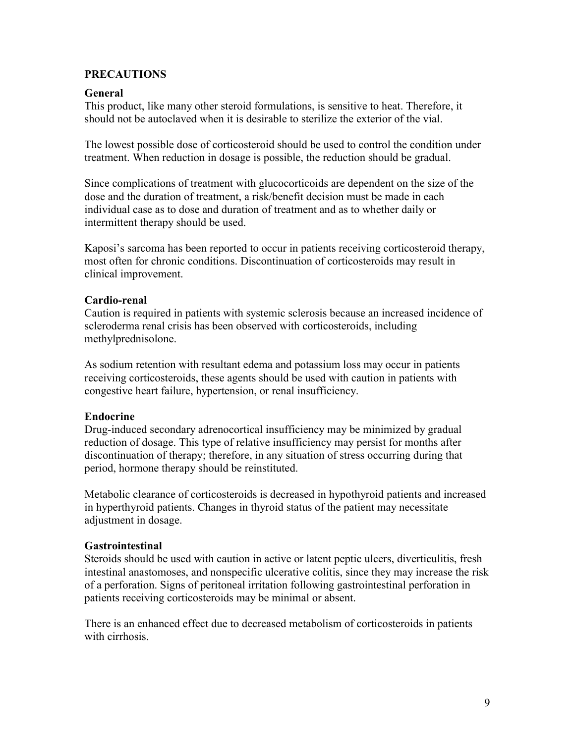## PRECAUTIONS

### General

This product, like many other steroid formulations, is sensitive to heat. Therefore, it should not be autoclaved when it is desirable to sterilize the exterior of the vial.

The lowest possible dose of corticosteroid should be used to control the condition under treatment. When reduction in dosage is possible, the reduction should be gradual.

Since complications of treatment with glucocorticoids are dependent on the size of the dose and the duration of treatment, a risk/benefit decision must be made in each individual case as to dose and duration of treatment and as to whether daily or intermittent therapy should be used.

Kaposi's sarcoma has been reported to occur in patients receiving corticosteroid therapy, most often for chronic conditions. Discontinuation of corticosteroids may result in clinical improvement.

### Cardio-renal

Caution is required in patients with systemic sclerosis because an increased incidence of scleroderma renal crisis has been observed with corticosteroids, including methylprednisolone.

As sodium retention with resultant edema and potassium loss may occur in patients receiving corticosteroids, these agents should be used with caution in patients with congestive heart failure, hypertension, or renal insufficiency.

### Endocrine

Drug-induced secondary adrenocortical insufficiency may be minimized by gradual reduction of dosage. This type of relative insufficiency may persist for months after discontinuation of therapy; therefore, in any situation of stress occurring during that period, hormone therapy should be reinstituted.

Metabolic clearance of corticosteroids is decreased in hypothyroid patients and increased in hyperthyroid patients. Changes in thyroid status of the patient may necessitate adjustment in dosage.

### Gastrointestinal

Steroids should be used with caution in active or latent peptic ulcers, diverticulitis, fresh intestinal anastomoses, and nonspecific ulcerative colitis, since they may increase the risk of a perforation. Signs of peritoneal irritation following gastrointestinal perforation in patients receiving corticosteroids may be minimal or absent.

There is an enhanced effect due to decreased metabolism of corticosteroids in patients with cirrhosis.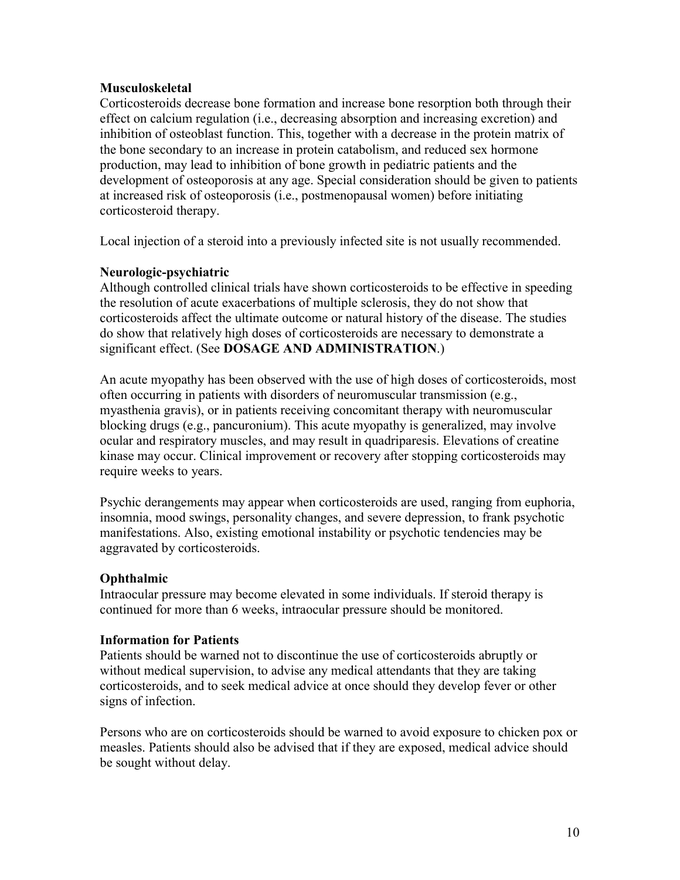**Musculoskeletal**

Corticosteroids decrease bone formation and increase bone resorption both through their effect on calcium regulation (i.e., decreasing absorption and increasing excretion) and inhibition of osteoblast function. This, together with a decrease in the protein matrix of the bone secondary to an increase in protein catabolism, and reduced sex hormone production, may lead to inhibition of bone growth in pediatric patients and the development of osteoporosis at any age. Special consideration should be given to patients at increased risk of osteoporosis (i.e., postmenopausal women) before initiating corticosteroid therapy.

Local injection of a steroid into a previously infected site is not usually recommended.

**Neurologic-psychiatric**

Although controlled clinical trials have shown corticosteroids to be effective in speeding the resolution of acute exacerbations of multiple sclerosis, they do not show that corticosteroids affect the ultimate outcome or natural history of the disease. The studies do show that relatively high doses of corticosteroids are necessary to demonstrate a significant effect. (See **DOSAGE AND ADMINISTRATION**.)

An acute myopathy has been observed with the use of high doses of corticosteroids, most often occurring in patients with disorders of neuromuscular transmission (e.g., myasthenia gravis), or in patients receiving concomitant therapy with neuromuscular blocking drugs (e.g., pancuronium). This acute myopathy is generalized, may involve ocular and respiratory muscles, and may result in quadriparesis. Elevations of creatine kinase may occur. Clinical improvement or recovery after stopping corticosteroids may require weeks to years.

Psychic derangements may appear when corticosteroids are used, ranging from euphoria, insomnia, mood swings, personality changes, and severe depression, to frank psychotic manifestations. Also, existing emotional instability or psychotic tendencies may be aggravated by corticosteroids.

**Ophthalmic**

Intraocular pressure may become elevated in some individuals. If steroid therapy is continued for more than 6 weeks, intraocular pressure should be monitored.

**Information for Patients**

Patients should be warned not to discontinue the use of corticosteroids abruptly or without medical supervision, to advise any medical attendants that they are taking corticosteroids, and to seek medical advice at once should they develop fever or other signs of infection.

Persons who are on corticosteroids should be warned to avoid exposure to chicken pox or measles. Patients should also be advised that if they are exposed, medical advice should be sought without delay.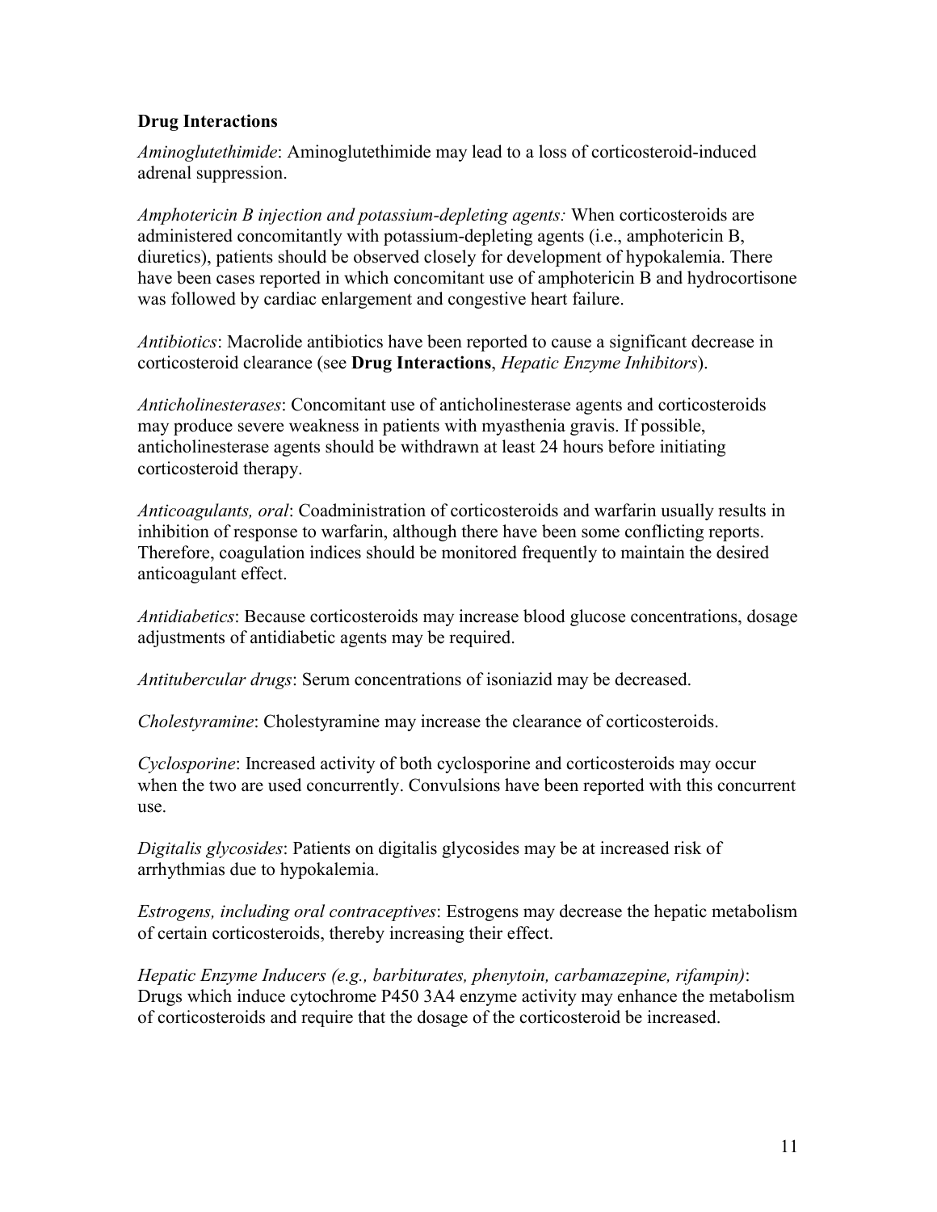### Drug Interactions

*Aminoglutethimide*: Aminoglutethimide may lead to a loss of corticosteroid-induced adrenal suppression.

*Amphotericin B injection and potassium-depleting agents:* When corticosteroids are administered concomitantly with potassium-depleting agents (i.e., amphotericin B, diuretics), patients should be observed closely for development of hypokalemia. There have been cases reported in which concomitant use of amphotericin B and hydrocortisone was followed by cardiac enlargement and congestive heart failure.

*Antibiotics*: Macrolide antibiotics have been reported to cause a significant decrease in corticosteroid clearance (see **Drug Interactions**, *Hepatic Enzyme Inhibitors*).

*Anticholinesterases*: Concomitant use of anticholinesterase agents and corticosteroids may produce severe weakness in patients with myasthenia gravis. If possible, anticholinesterase agents should be withdrawn at least 24 hours before initiating corticosteroid therapy.

*Anticoagulants, oral*: Coadministration of corticosteroids and warfarin usually results in inhibition of response to warfarin, although there have been some conflicting reports. Therefore, coagulation indices should be monitored frequently to maintain the desired anticoagulant effect.

*Antidiabetics*: Because corticosteroids may increase blood glucose concentrations, dosage adjustments of antidiabetic agents may be required.

*Antitubercular drugs*: Serum concentrations of isoniazid may be decreased.

*Cholestyramine*: Cholestyramine may increase the clearance of corticosteroids.

*Cyclosporine*: Increased activity of both cyclosporine and corticosteroids may occur when the two are used concurrently. Convulsions have been reported with this concurrent use.

*Digitalis glycosides*: Patients on digitalis glycosides may be at increased risk of arrhythmias due to hypokalemia.

*Estrogens, including oral contraceptives*: Estrogens may decrease the hepatic metabolism of certain corticosteroids, thereby increasing their effect.

*Hepatic Enzyme Inducers (e.g., barbiturates, phenytoin, carbamazepine, rifampin)*: Drugs which induce cytochrome P450 3A4 enzyme activity may enhance the metabolism of corticosteroids and require that the dosage of the corticosteroid be increased.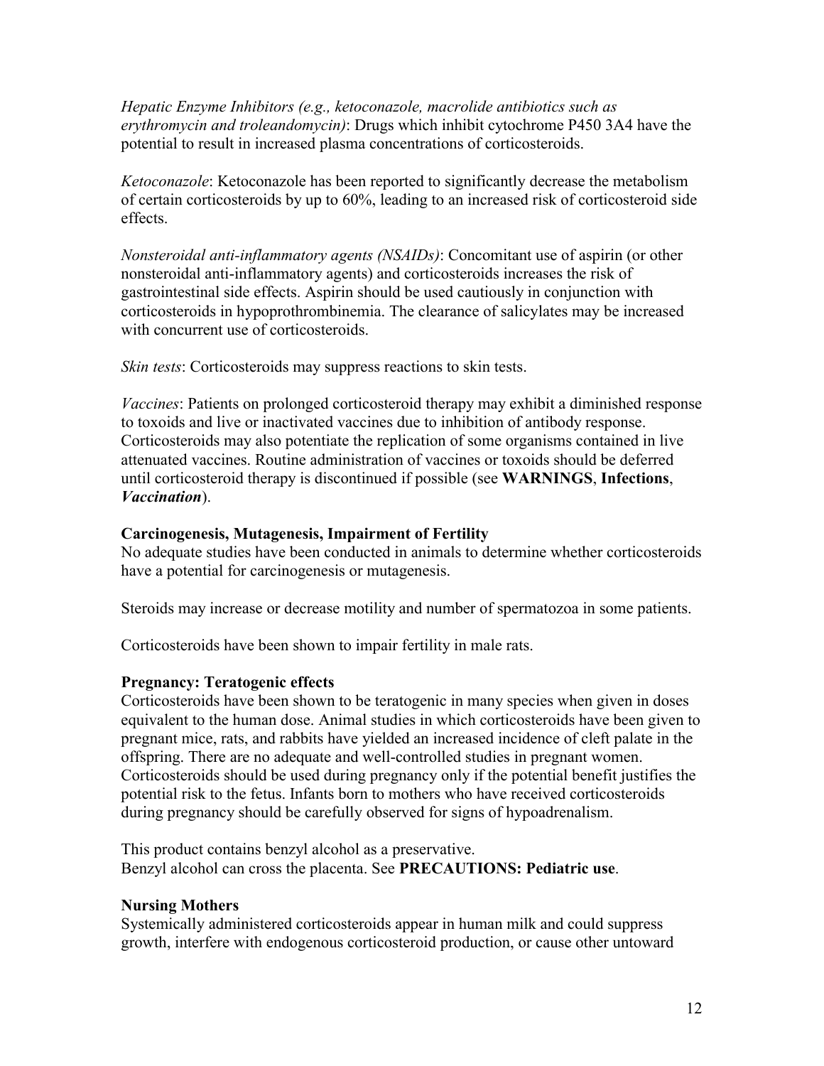*Hepatic Enzyme Inhibitors (e.g., ketoconazole, macrolide antibiotics such as erythromycin and troleandomycin)*: Drugs which inhibit cytochrome P450 3A4 have the potential to result in increased plasma concentrations of corticosteroids.

*Ketoconazole*: Ketoconazole has been reported to significantly decrease the metabolism of certain corticosteroids by up to 60%, leading to an increased risk of corticosteroid side effects.

*Nonsteroidal anti-inflammatory agents (NSAIDs)*: Concomitant use of aspirin (or other nonsteroidal anti-inflammatory agents) and corticosteroids increases the risk of gastrointestinal side effects. Aspirin should be used cautiously in conjunction with corticosteroids in hypoprothrombinemia. The clearance of salicylates may be increased with concurrent use of corticosteroids.

*Skin tests*: Corticosteroids may suppress reactions to skin tests.

*Vaccines*: Patients on prolonged corticosteroid therapy may exhibit a diminished response to toxoids and live or inactivated vaccines due to inhibition of antibody response. Corticosteroids may also potentiate the replication of some organisms contained in live attenuated vaccines. Routine administration of vaccines or toxoids should be deferred until corticosteroid therapy is discontinued if possible (see **WARNINGS**, **Infections**, ***Vaccination***).

**Carcinogenesis, Mutagenesis, Impairment of Fertility**

No adequate studies have been conducted in animals to determine whether corticosteroids have a potential for carcinogenesis or mutagenesis.

Steroids may increase or decrease motility and number of spermatozoa in some patients.

Corticosteroids have been shown to impair fertility in male rats.

**Pregnancy: Teratogenic effects**

Corticosteroids have been shown to be teratogenic in many species when given in doses equivalent to the human dose. Animal studies in which corticosteroids have been given to pregnant mice, rats, and rabbits have yielded an increased incidence of cleft palate in the offspring. There are no adequate and well-controlled studies in pregnant women. Corticosteroids should be used during pregnancy only if the potential benefit justifies the potential risk to the fetus. Infants born to mothers who have received corticosteroids during pregnancy should be carefully observed for signs of hypoadrenalism.

This product contains benzyl alcohol as a preservative.
Benzyl alcohol can cross the placenta. See **PRECAUTIONS: Pediatric use**.

**Nursing Mothers**

Systemically administered corticosteroids appear in human milk and could suppress growth, interfere with endogenous corticosteroid production, or cause other untoward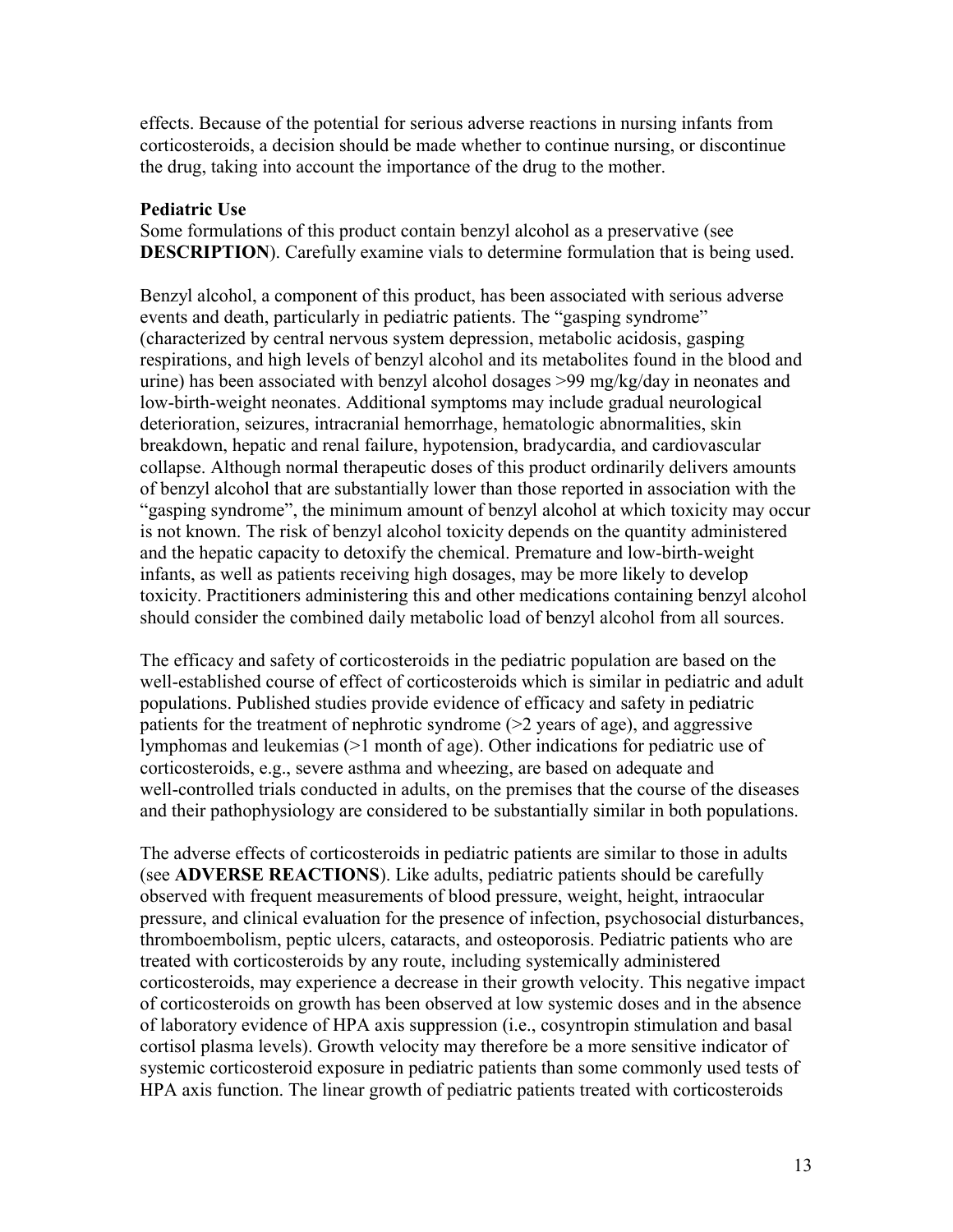effects. Because of the potential for serious adverse reactions in nursing infants from corticosteroids, a decision should be made whether to continue nursing, or discontinue the drug, taking into account the importance of the drug to the mother.

**Pediatric Use**

Some formulations of this product contain benzyl alcohol as a preservative (see **DESCRIPTION**). Carefully examine vials to determine formulation that is being used.

Benzyl alcohol, a component of this product, has been associated with serious adverse events and death, particularly in pediatric patients. The "gasping syndrome" (characterized by central nervous system depression, metabolic acidosis, gasping respirations, and high levels of benzyl alcohol and its metabolites found in the blood and urine) has been associated with benzyl alcohol dosages >99 mg/kg/day in neonates and low-birth-weight neonates. Additional symptoms may include gradual neurological deterioration, seizures, intracranial hemorrhage, hematologic abnormalities, skin breakdown, hepatic and renal failure, hypotension, bradycardia, and cardiovascular collapse. Although normal therapeutic doses of this product ordinarily delivers amounts of benzyl alcohol that are substantially lower than those reported in association with the "gasping syndrome", the minimum amount of benzyl alcohol at which toxicity may occur is not known. The risk of benzyl alcohol toxicity depends on the quantity administered and the hepatic capacity to detoxify the chemical. Premature and low-birth-weight infants, as well as patients receiving high dosages, may be more likely to develop toxicity. Practitioners administering this and other medications containing benzyl alcohol should consider the combined daily metabolic load of benzyl alcohol from all sources.

The efficacy and safety of corticosteroids in the pediatric population are based on the well-established course of effect of corticosteroids which is similar in pediatric and adult populations. Published studies provide evidence of efficacy and safety in pediatric patients for the treatment of nephrotic syndrome (>2 years of age), and aggressive lymphomas and leukemias (>1 month of age). Other indications for pediatric use of corticosteroids, e.g., severe asthma and wheezing, are based on adequate and well-controlled trials conducted in adults, on the premises that the course of the diseases and their pathophysiology are considered to be substantially similar in both populations.

The adverse effects of corticosteroids in pediatric patients are similar to those in adults (see **ADVERSE REACTIONS**). Like adults, pediatric patients should be carefully observed with frequent measurements of blood pressure, weight, height, intraocular pressure, and clinical evaluation for the presence of infection, psychosocial disturbances, thromboembolism, peptic ulcers, cataracts, and osteoporosis. Pediatric patients who are treated with corticosteroids by any route, including systemically administered corticosteroids, may experience a decrease in their growth velocity. This negative impact of corticosteroids on growth has been observed at low systemic doses and in the absence of laboratory evidence of HPA axis suppression (i.e., cosyntropin stimulation and basal cortisol plasma levels). Growth velocity may therefore be a more sensitive indicator of systemic corticosteroid exposure in pediatric patients than some commonly used tests of HPA axis function. The linear growth of pediatric patients treated with corticosteroids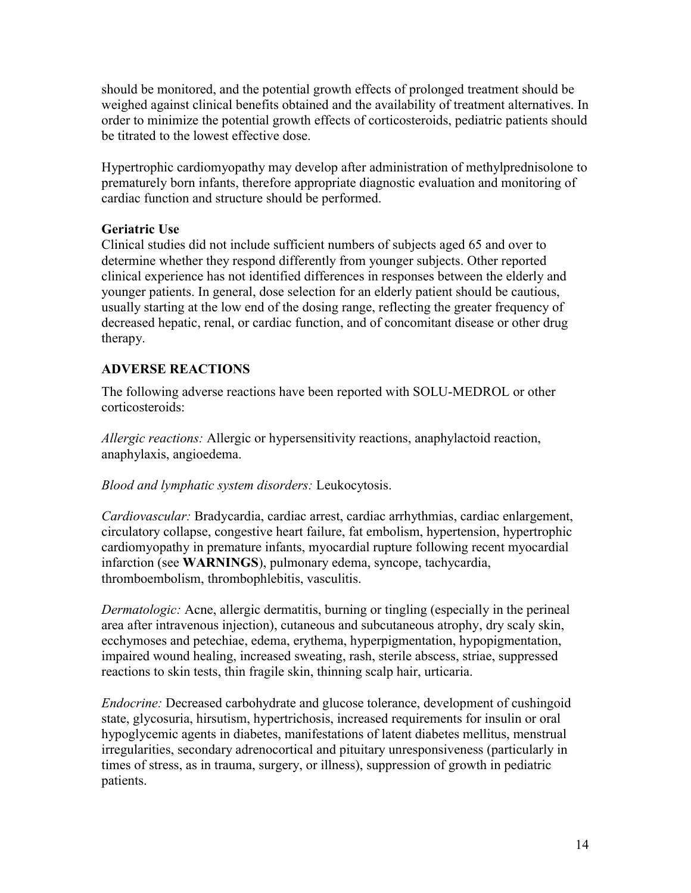should be monitored, and the potential growth effects of prolonged treatment should be weighed against clinical benefits obtained and the availability of treatment alternatives. In order to minimize the potential growth effects of corticosteroids, pediatric patients should be titrated to the lowest effective dose.

Hypertrophic cardiomyopathy may develop after administration of methylprednisolone to prematurely born infants, therefore appropriate diagnostic evaluation and monitoring of cardiac function and structure should be performed.

### Geriatric Use

Clinical studies did not include sufficient numbers of subjects aged 65 and over to determine whether they respond differently from younger subjects. Other reported clinical experience has not identified differences in responses between the elderly and younger patients. In general, dose selection for an elderly patient should be cautious, usually starting at the low end of the dosing range, reflecting the greater frequency of decreased hepatic, renal, or cardiac function, and of concomitant disease or other drug therapy.

## ADVERSE REACTIONS

The following adverse reactions have been reported with SOLU-MEDROL or other corticosteroids:

*Allergic reactions:* Allergic or hypersensitivity reactions, anaphylactoid reaction, anaphylaxis, angioedema.

*Blood and lymphatic system disorders:* Leukocytosis.

*Cardiovascular:* Bradycardia, cardiac arrest, cardiac arrhythmias, cardiac enlargement, circulatory collapse, congestive heart failure, fat embolism, hypertension, hypertrophic cardiomyopathy in premature infants, myocardial rupture following recent myocardial infarction (see **WARNINGS**), pulmonary edema, syncope, tachycardia, thromboembolism, thrombophlebitis, vasculitis.

*Dermatologic:* Acne, allergic dermatitis, burning or tingling (especially in the perineal area after intravenous injection), cutaneous and subcutaneous atrophy, dry scaly skin, ecchymoses and petechiae, edema, erythema, hyperpigmentation, hypopigmentation, impaired wound healing, increased sweating, rash, sterile abscess, striae, suppressed reactions to skin tests, thin fragile skin, thinning scalp hair, urticaria.

*Endocrine:* Decreased carbohydrate and glucose tolerance, development of cushingoid state, glycosuria, hirsutism, hypertrichosis, increased requirements for insulin or oral hypoglycemic agents in diabetes, manifestations of latent diabetes mellitus, menstrual irregularities, secondary adrenocortical and pituitary unresponsiveness (particularly in times of stress, as in trauma, surgery, or illness), suppression of growth in pediatric patients.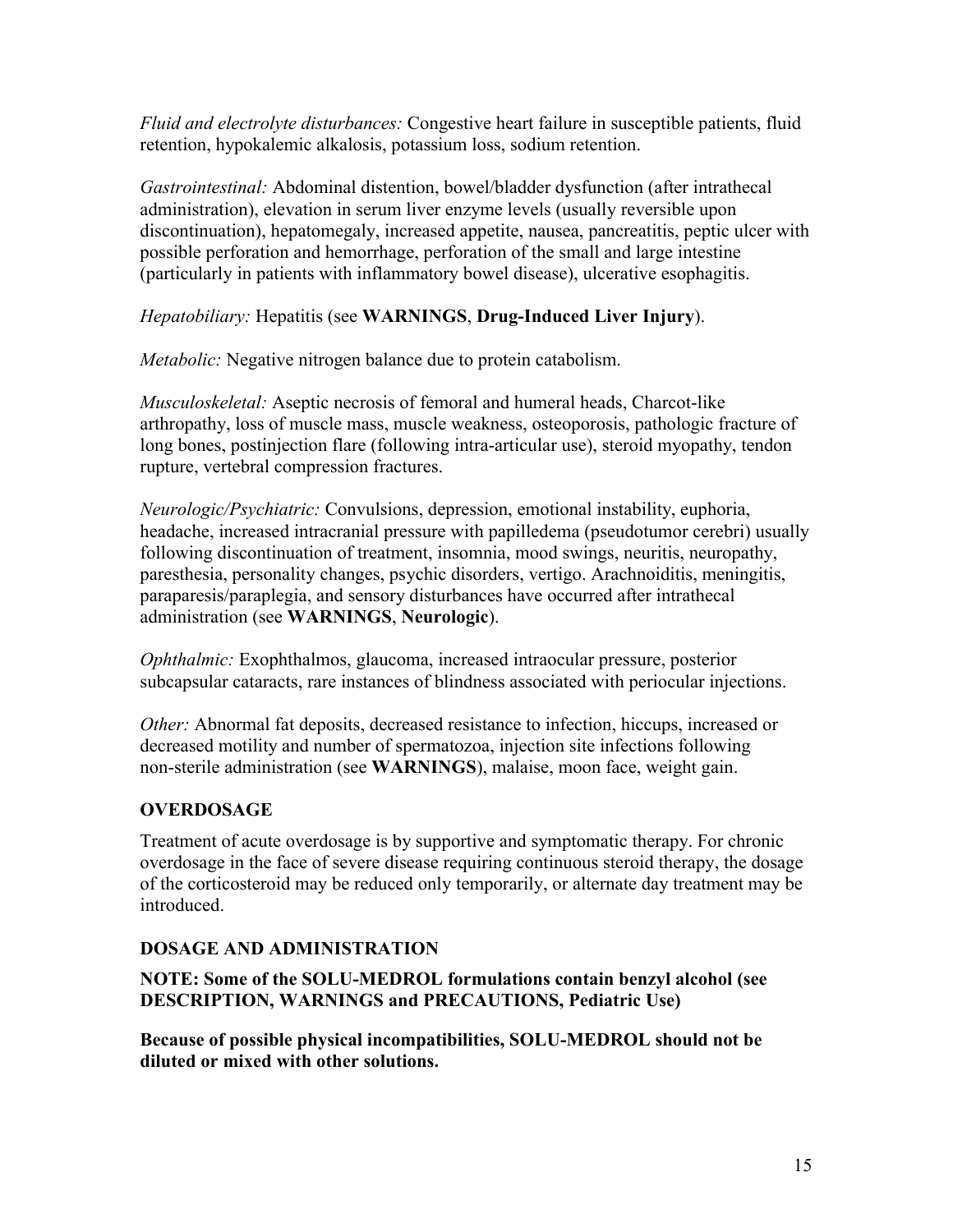*Fluid and electrolyte disturbances:* Congestive heart failure in susceptible patients, fluid retention, hypokalemic alkalosis, potassium loss, sodium retention.

*Gastrointestinal:* Abdominal distention, bowel/bladder dysfunction (after intrathecal administration), elevation in serum liver enzyme levels (usually reversible upon discontinuation), hepatomegaly, increased appetite, nausea, pancreatitis, peptic ulcer with possible perforation and hemorrhage, perforation of the small and large intestine (particularly in patients with inflammatory bowel disease), ulcerative esophagitis.

*Hepatobiliary:* Hepatitis (see **WARNINGS**, **Drug-Induced Liver Injury**).

*Metabolic:* Negative nitrogen balance due to protein catabolism.

*Musculoskeletal:* Aseptic necrosis of femoral and humeral heads, Charcot-like arthropathy, loss of muscle mass, muscle weakness, osteoporosis, pathologic fracture of long bones, postinjection flare (following intra-articular use), steroid myopathy, tendon rupture, vertebral compression fractures.

*Neurologic/Psychiatric:* Convulsions, depression, emotional instability, euphoria, headache, increased intracranial pressure with papilledema (pseudotumor cerebri) usually following discontinuation of treatment, insomnia, mood swings, neuritis, neuropathy, paresthesia, personality changes, psychic disorders, vertigo. Arachnoiditis, meningitis, paraparesis/paraplegia, and sensory disturbances have occurred after intrathecal administration (see **WARNINGS**, **Neurologic**).

*Ophthalmic:* Exophthalmos, glaucoma, increased intraocular pressure, posterior subcapsular cataracts, rare instances of blindness associated with periocular injections.

*Other:* Abnormal fat deposits, decreased resistance to infection, hiccups, increased or decreased motility and number of spermatozoa, injection site infections following non-sterile administration (see **WARNINGS**), malaise, moon face, weight gain.

## OVERDOSAGE

Treatment of acute overdosage is by supportive and symptomatic therapy. For chronic overdosage in the face of severe disease requiring continuous steroid therapy, the dosage of the corticosteroid may be reduced only temporarily, or alternate day treatment may be introduced.

## DOSAGE AND ADMINISTRATION

**NOTE: Some of the SOLU-MEDROL formulations contain benzyl alcohol (see DESCRIPTION, WARNINGS and PRECAUTIONS, Pediatric Use)**

**Because of possible physical incompatibilities, SOLU-MEDROL should not be diluted or mixed with other solutions.**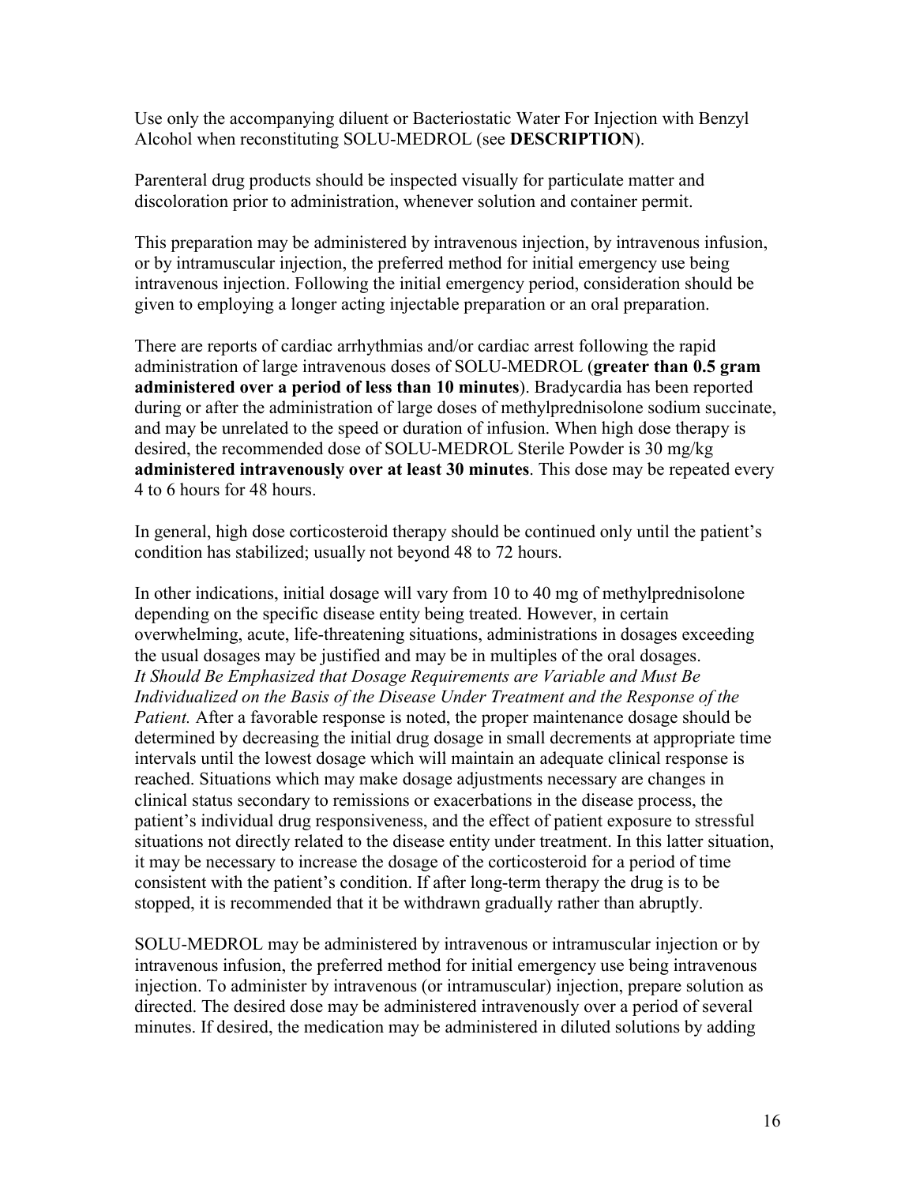Use only the accompanying diluent or Bacteriostatic Water For Injection with Benzyl Alcohol when reconstituting SOLU-MEDROL (see **DESCRIPTION**).

Parenteral drug products should be inspected visually for particulate matter and discoloration prior to administration, whenever solution and container permit.

This preparation may be administered by intravenous injection, by intravenous infusion, or by intramuscular injection, the preferred method for initial emergency use being intravenous injection. Following the initial emergency period, consideration should be given to employing a longer acting injectable preparation or an oral preparation.

There are reports of cardiac arrhythmias and/or cardiac arrest following the rapid administration of large intravenous doses of SOLU-MEDROL (**greater than 0.5 gram administered over a period of less than 10 minutes**). Bradycardia has been reported during or after the administration of large doses of methylprednisolone sodium succinate, and may be unrelated to the speed or duration of infusion. When high dose therapy is desired, the recommended dose of SOLU-MEDROL Sterile Powder is 30 mg/kg **administered intravenously over at least 30 minutes**. This dose may be repeated every 4 to 6 hours for 48 hours.

In general, high dose corticosteroid therapy should be continued only until the patient's condition has stabilized; usually not beyond 48 to 72 hours.

In other indications, initial dosage will vary from 10 to 40 mg of methylprednisolone depending on the specific disease entity being treated. However, in certain overwhelming, acute, life-threatening situations, administrations in dosages exceeding the usual dosages may be justified and may be in multiples of the oral dosages. *It Should Be Emphasized that Dosage Requirements are Variable and Must Be Individualized on the Basis of the Disease Under Treatment and the Response of the Patient.* After a favorable response is noted, the proper maintenance dosage should be determined by decreasing the initial drug dosage in small decrements at appropriate time intervals until the lowest dosage which will maintain an adequate clinical response is reached. Situations which may make dosage adjustments necessary are changes in clinical status secondary to remissions or exacerbations in the disease process, the patient's individual drug responsiveness, and the effect of patient exposure to stressful situations not directly related to the disease entity under treatment. In this latter situation, it may be necessary to increase the dosage of the corticosteroid for a period of time consistent with the patient's condition. If after long-term therapy the drug is to be stopped, it is recommended that it be withdrawn gradually rather than abruptly.

SOLU-MEDROL may be administered by intravenous or intramuscular injection or by intravenous infusion, the preferred method for initial emergency use being intravenous injection. To administer by intravenous (or intramuscular) injection, prepare solution as directed. The desired dose may be administered intravenously over a period of several minutes. If desired, the medication may be administered in diluted solutions by adding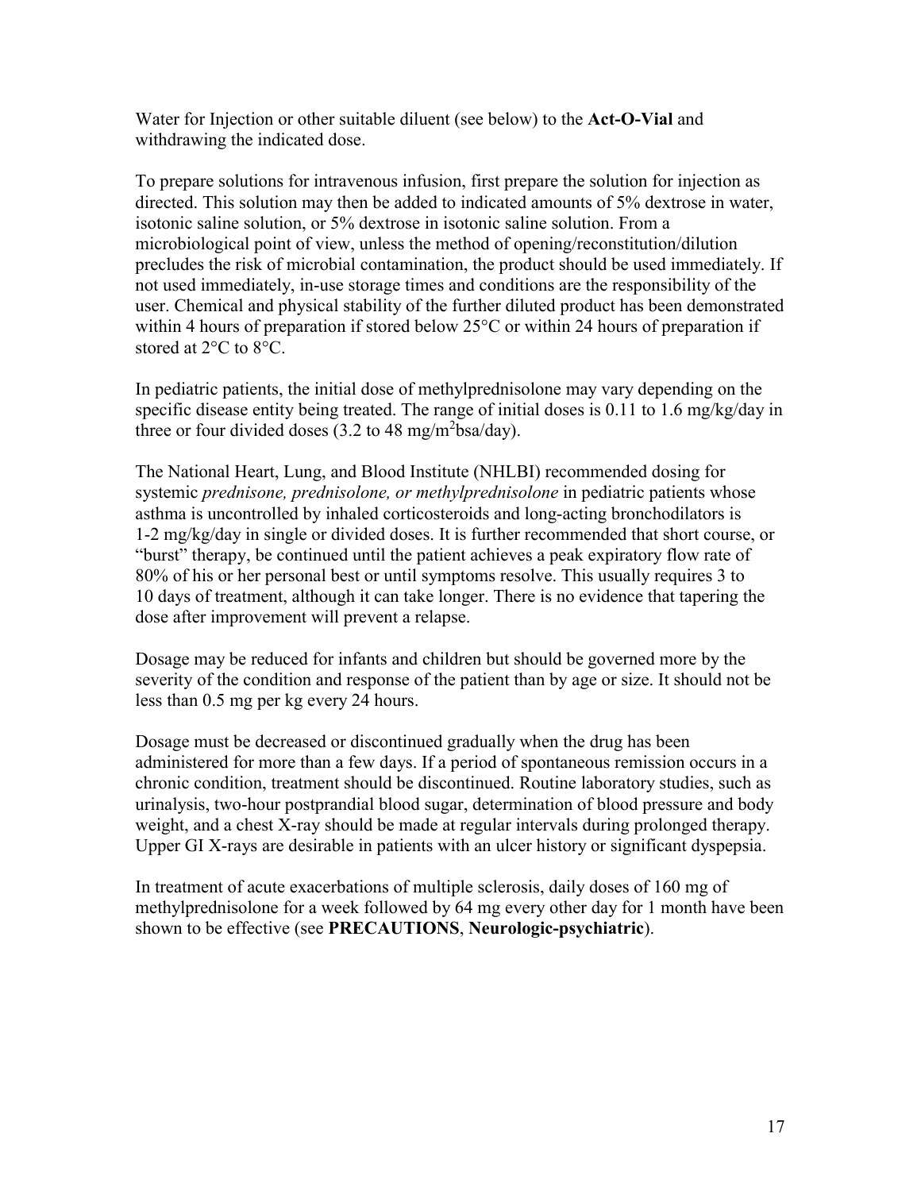Water for Injection or other suitable diluent (see below) to the **Act-O-Vial** and withdrawing the indicated dose.

To prepare solutions for intravenous infusion, first prepare the solution for injection as directed. This solution may then be added to indicated amounts of 5% dextrose in water, isotonic saline solution, or 5% dextrose in isotonic saline solution. From a microbiological point of view, unless the method of opening/reconstitution/dilution precludes the risk of microbial contamination, the product should be used immediately. If not used immediately, in-use storage times and conditions are the responsibility of the user. Chemical and physical stability of the further diluted product has been demonstrated within 4 hours of preparation if stored below 25°C or within 24 hours of preparation if stored at 2°C to 8°C.

In pediatric patients, the initial dose of methylprednisolone may vary depending on the specific disease entity being treated. The range of initial doses is 0.11 to 1.6 mg/kg/day in three or four divided doses (3.2 to 48 mg/$m^2$bsa/day).

The National Heart, Lung, and Blood Institute (NHLBI) recommended dosing for systemic *prednisone, prednisolone, or methylprednisolone* in pediatric patients whose asthma is uncontrolled by inhaled corticosteroids and long-acting bronchodilators is 1-2 mg/kg/day in single or divided doses. It is further recommended that short course, or "burst" therapy, be continued until the patient achieves a peak expiratory flow rate of 80% of his or her personal best or until symptoms resolve. This usually requires 3 to 10 days of treatment, although it can take longer. There is no evidence that tapering the dose after improvement will prevent a relapse.

Dosage may be reduced for infants and children but should be governed more by the severity of the condition and response of the patient than by age or size. It should not be less than 0.5 mg per kg every 24 hours.

Dosage must be decreased or discontinued gradually when the drug has been administered for more than a few days. If a period of spontaneous remission occurs in a chronic condition, treatment should be discontinued. Routine laboratory studies, such as urinalysis, two-hour postprandial blood sugar, determination of blood pressure and body weight, and a chest X-ray should be made at regular intervals during prolonged therapy. Upper GI X-rays are desirable in patients with an ulcer history or significant dyspepsia.

In treatment of acute exacerbations of multiple sclerosis, daily doses of 160 mg of methylprednisolone for a week followed by 64 mg every other day for 1 month have been shown to be effective (see **PRECAUTIONS**, **Neurologic-psychiatric**).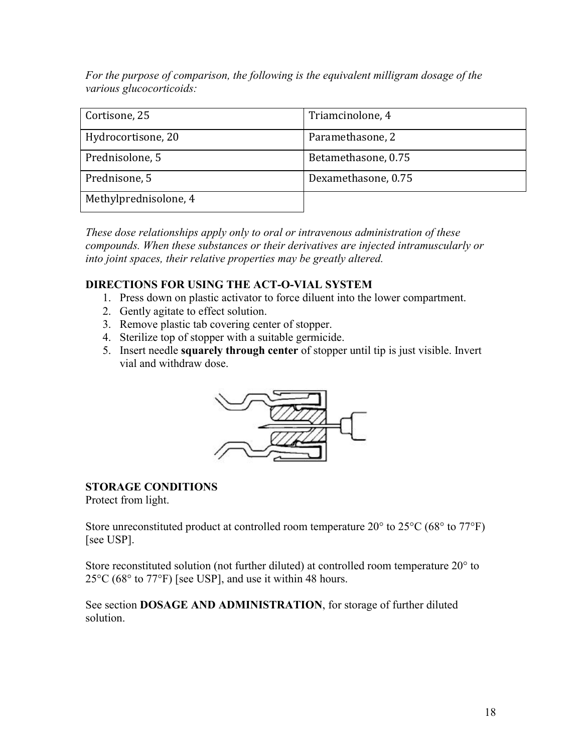*For the purpose of comparison, the following is the equivalent milligram dosage of the various glucocorticoids:*

| | |
|---|---|
| Cortisone, 25 | Triamcinolone, 4 |
| Hydrocortisone, 20 | Paramethasone, 2 |
| Prednisolone, 5 | Betamethasone, 0.75 |
| Prednisone, 5 | Dexamethasone, 0.75 |
| Methylprednisolone, 4 | |

*These dose relationships apply only to oral or intravenous administration of these compounds. When these substances or their derivatives are injected intramuscularly or into joint spaces, their relative properties may be greatly altered.*

**DIRECTIONS FOR USING THE ACT-O-VIAL SYSTEM**

1. Press down on plastic activator to force diluent into the lower compartment.
2. Gently agitate to effect solution.
3. Remove plastic tab covering center of stopper.
4. Sterilize top of stopper with a suitable germicide.
5. Insert needle **squarely through center** of stopper until tip is just visible. Invert vial and withdraw dose.

**STORAGE CONDITIONS**

Protect from light.

Store unreconstituted product at controlled room temperature 20° to 25°C (68° to 77°F) [see USP].

Store reconstituted solution (not further diluted) at controlled room temperature 20° to 25°C (68° to 77°F) [see USP], and use it within 48 hours.

See section **DOSAGE AND ADMINISTRATION**, for storage of further diluted solution.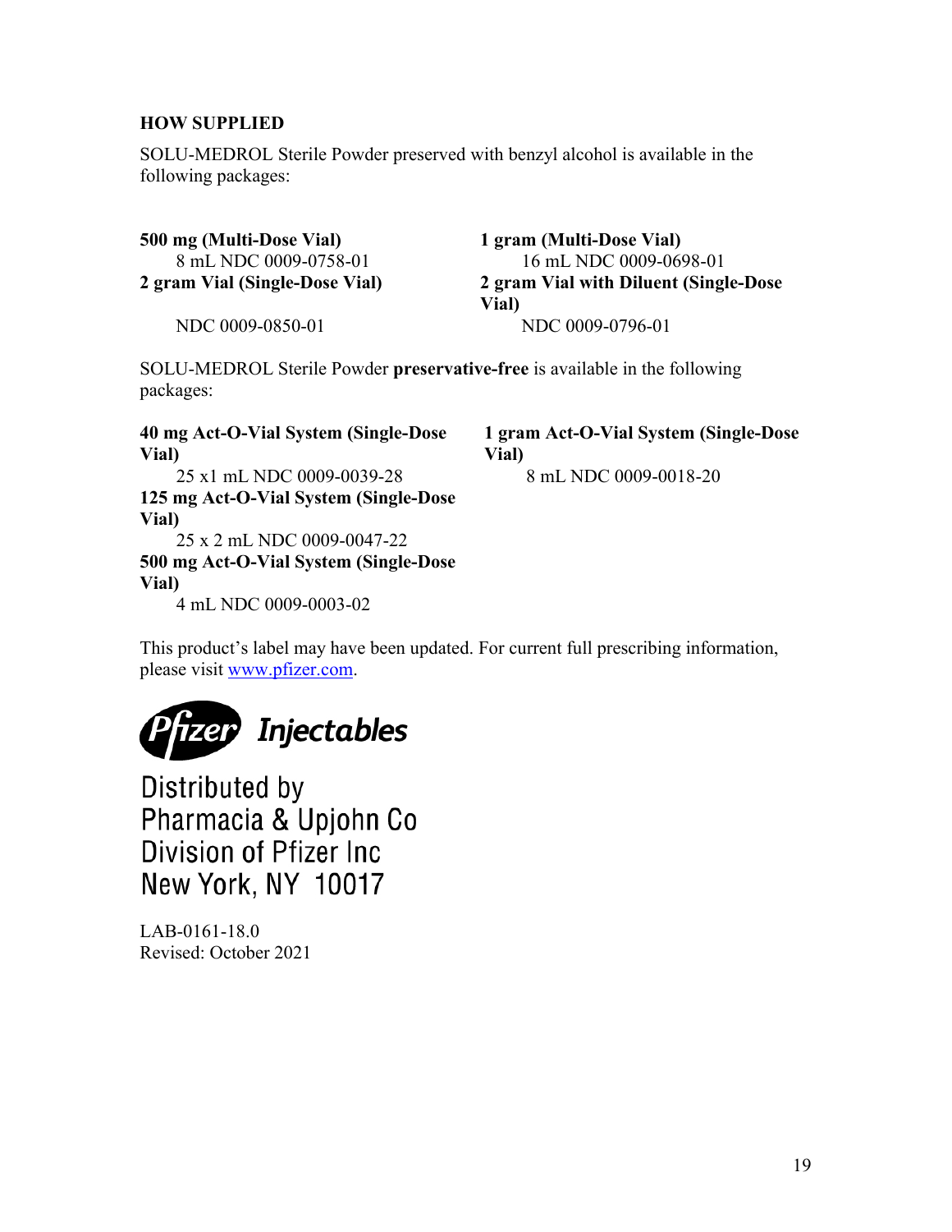## HOW SUPPLIED

SOLU-MEDROL Sterile Powder preserved with benzyl alcohol is available in the following packages:

**500 mg (Multi-Dose Vial)**
8 mL NDC 0009-0758-01

**2 gram Vial (Single-Dose Vial)**
NDC 0009-0850-01

**1 gram (Multi-Dose Vial)**
16 mL NDC 0009-0698-01

**2 gram Vial with Diluent (Single-Dose Vial)**
NDC 0009-0796-01

SOLU-MEDROL Sterile Powder **preservative-free** is available in the following packages:

**40 mg Act-O-Vial System (Single-Dose Vial)**
25 x1 mL NDC 0009-0039-28

**125 mg Act-O-Vial System (Single-Dose Vial)**
25 x 2 mL NDC 0009-0047-22

**500 mg Act-O-Vial System (Single-Dose Vial)**
4 mL NDC 0009-0003-02

**1 gram Act-O-Vial System (Single-Dose Vial)**
8 mL NDC 0009-0018-20

This product's label may have been updated. For current full prescribing information, please visit www.pfizer.com.

Pfizer Injectables

Distributed by
Pharmacia & Upjohn Co
Division of Pfizer Inc
New York, NY 10017

LAB-0161-18.0
Revised: October 2021